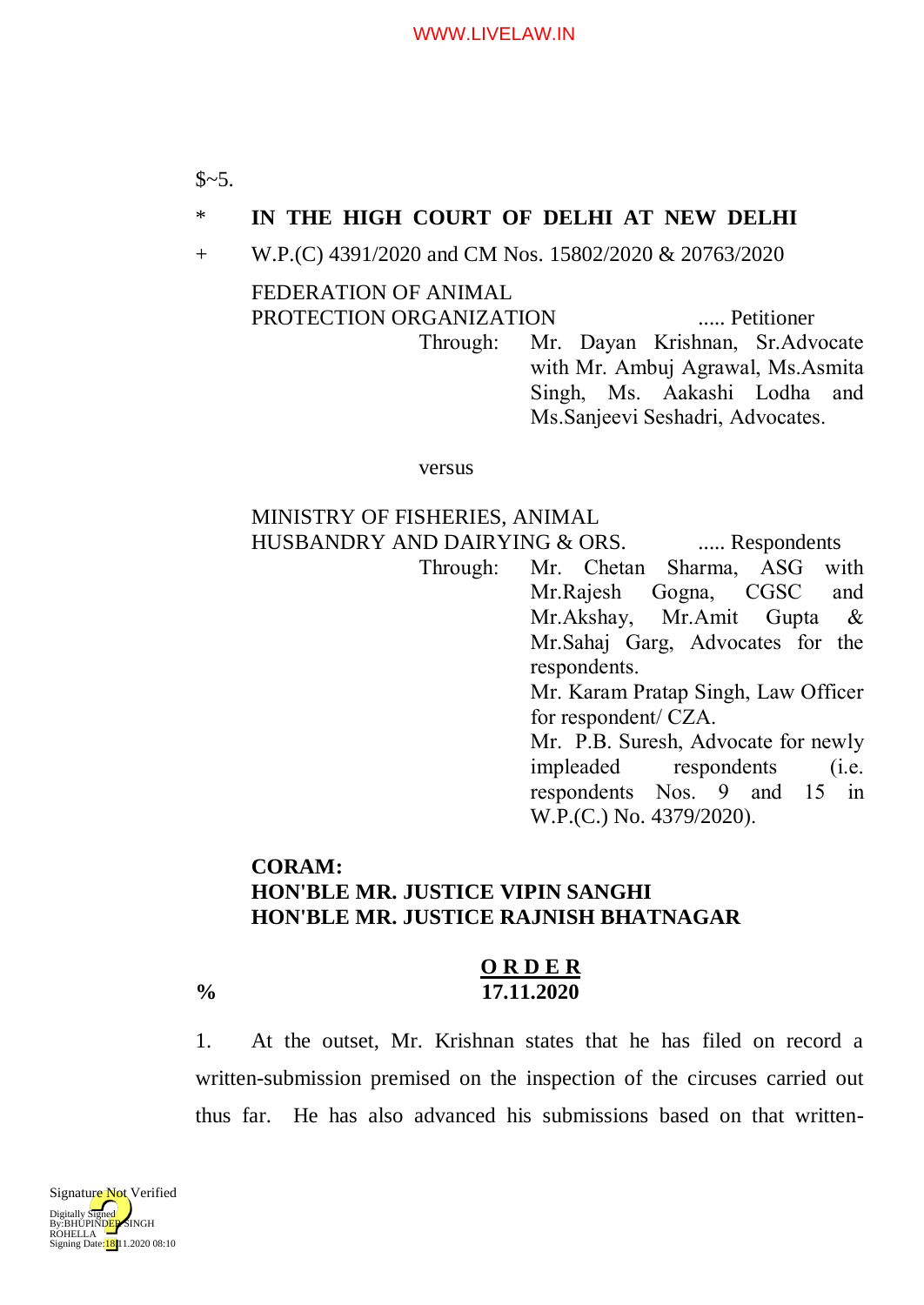$~5.

\* **IN THE HIGH COURT OF DELHI AT NEW DELHI**

\+ W.P.(C) 4391/2020 and CM Nos. 15802/2020 & 20763/2020

FEDERATION OF ANIMAL PROTECTION ORGANIZATION ..... Petitioner

Through: Mr. Dayan Krishnan, Sr.Advocate with Mr. Ambuj Agrawal, Ms.Asmita Singh, Ms. Aakashi Lodha and Ms.Sanjeevi Seshadri, Advocates.

versus

MINISTRY OF FISHERIES, ANIMAL HUSBANDRY AND DAIRYING & ORS. ..... Respondents

Through: Mr. Chetan Sharma, ASG with Mr.Rajesh Gogna, CGSC and Mr.Akshay, Mr.Amit Gupta & Mr.Sahaj Garg, Advocates for the respondents.
Mr. Karam Pratap Singh, Law Officer for respondent/ CZA.
Mr. P.B. Suresh, Advocate for newly impleaded respondents (i.e. respondents Nos. 9 and 15 in W.P.(C.) No. 4379/2020).

**CORAM:**
**HON'BLE MR. JUSTICE VIPIN SANGHI**
**HON'BLE MR. JUSTICE RAJNISH BHATNAGAR**

**O R D E R**

% **17.11.2020**

1. At the outset, Mr. Krishnan states that he has filed on record a written-submission premised on the inspection of the circuses carried out thus far. He has also advanced his submissions based on that written-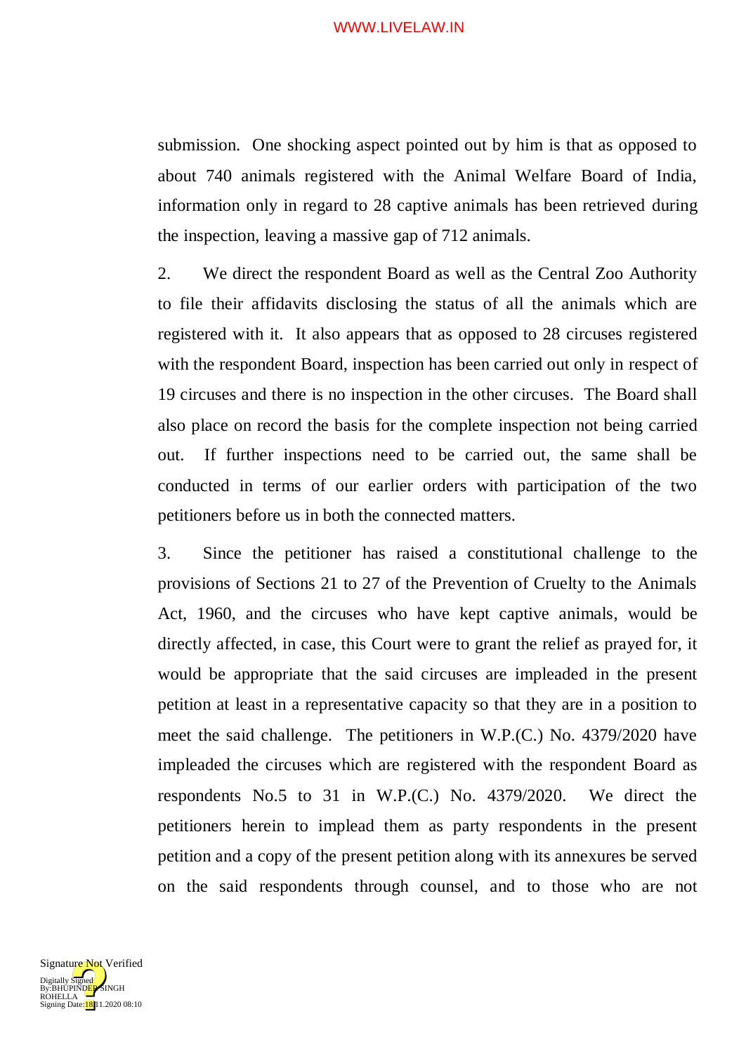submission. One shocking aspect pointed out by him is that as opposed to about 740 animals registered with the Animal Welfare Board of India, information only in regard to 28 captive animals has been retrieved during the inspection, leaving a massive gap of 712 animals.

2. We direct the respondent Board as well as the Central Zoo Authority to file their affidavits disclosing the status of all the animals which are registered with it. It also appears that as opposed to 28 circuses registered with the respondent Board, inspection has been carried out only in respect of 19 circuses and there is no inspection in the other circuses. The Board shall also place on record the basis for the complete inspection not being carried out. If further inspections need to be carried out, the same shall be conducted in terms of our earlier orders with participation of the two petitioners before us in both the connected matters.

3. Since the petitioner has raised a constitutional challenge to the provisions of Sections 21 to 27 of the Prevention of Cruelty to the Animals Act, 1960, and the circuses who have kept captive animals, would be directly affected, in case, this Court were to grant the relief as prayed for, it would be appropriate that the said circuses are impleaded in the present petition at least in a representative capacity so that they are in a position to meet the said challenge. The petitioners in W.P.(C.) No. 4379/2020 have impleaded the circuses which are registered with the respondent Board as respondents No.5 to 31 in W.P.(C.) No. 4379/2020. We direct the petitioners herein to implead them as party respondents in the present petition and a copy of the present petition along with its annexures be served on the said respondents through counsel, and to those who are not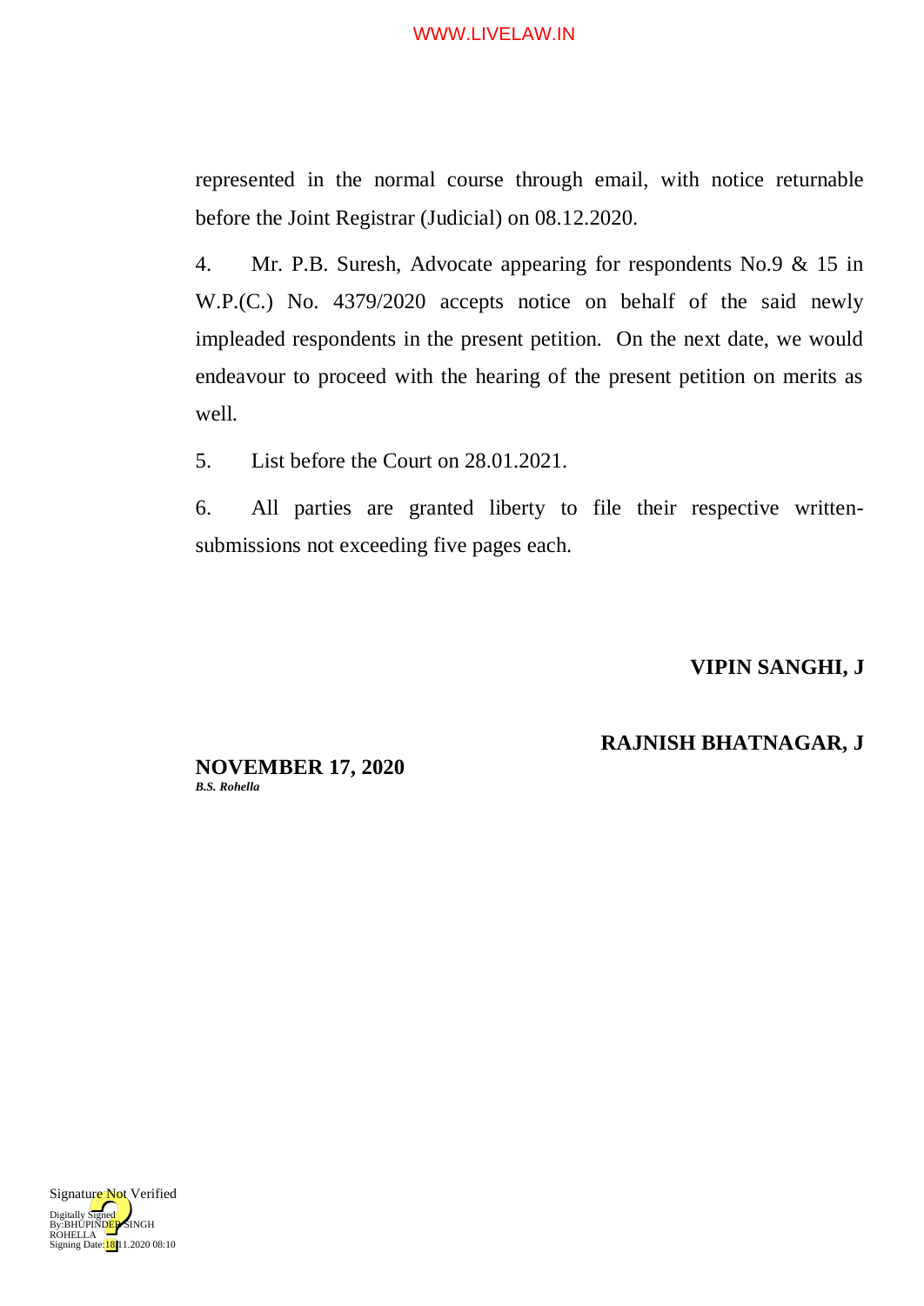represented in the normal course through email, with notice returnable before the Joint Registrar (Judicial) on 08.12.2020.

4. Mr. P.B. Suresh, Advocate appearing for respondents No.9 & 15 in W.P.(C.) No. 4379/2020 accepts notice on behalf of the said newly impleaded respondents in the present petition. On the next date, we would endeavour to proceed with the hearing of the present petition on merits as well.

5. List before the Court on 28.01.2021.

6. All parties are granted liberty to file their respective written-submissions not exceeding five pages each.

**VIPIN SANGHI, J**

**RAJNISH BHATNAGAR, J**

**NOVEMBER 17, 2020**
***B.S. Rohella***

Signature Not Verified
Digitally Signed By:BHUPINDER SINGH ROHELLA
Signing Date:18.11.2020 08:10